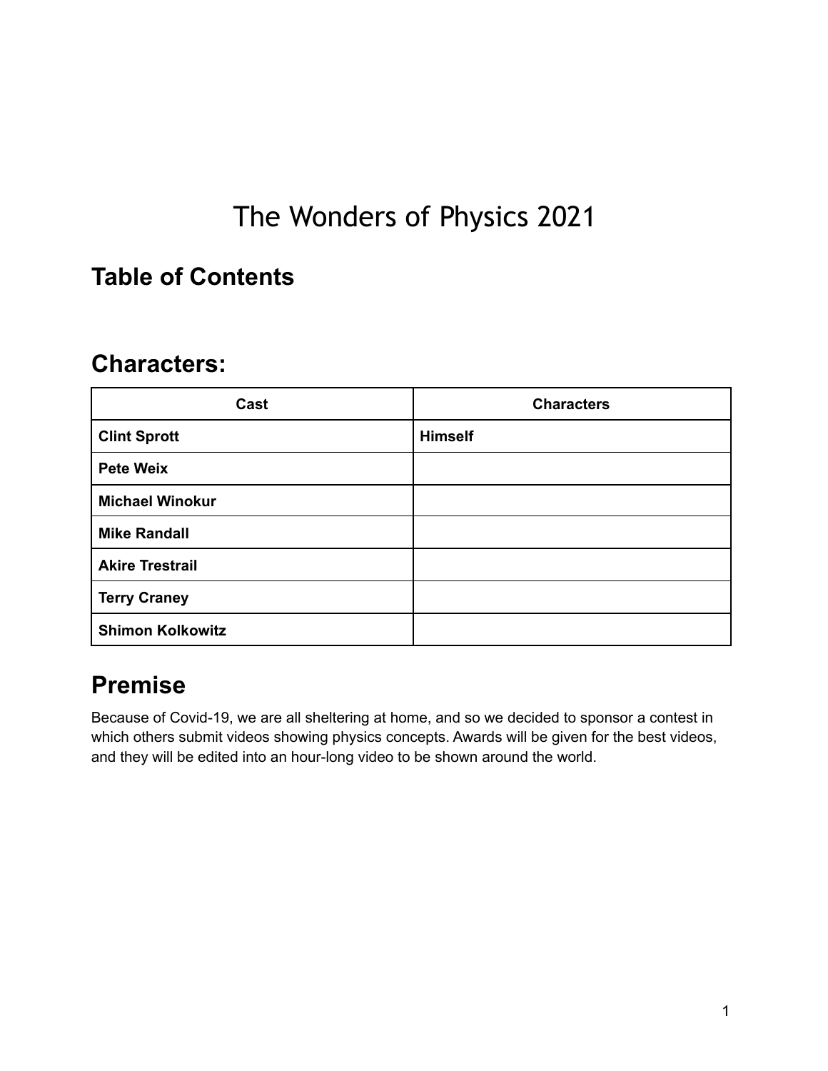# The Wonders of Physics 2021

## Table of Contents

## Characters:

| Cast | Characters |
|---|---|
| **Clint Sprott** | **Himself** |
| **Pete Weix** | |
| **Michael Winokur** | |
| **Mike Randall** | |
| **Akire Trestrail** | |
| **Terry Craney** | |
| **Shimon Kolkowitz** | |

## Premise

Because of Covid-19, we are all sheltering at home, and so we decided to sponsor a contest in which others submit videos showing physics concepts. Awards will be given for the best videos, and they will be edited into an hour-long video to be shown around the world.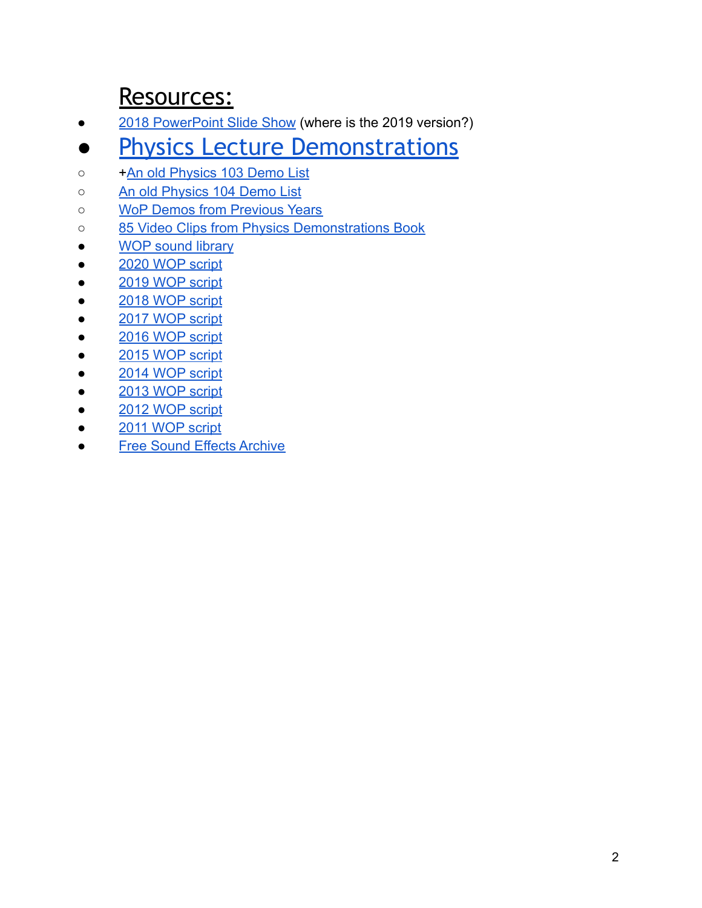# Resources:

- 2018 PowerPoint Slide Show (where is the 2019 version?)
- ## Physics Lecture Demonstrations
    - +An old Physics 103 Demo List
    - An old Physics 104 Demo List
    - WoP Demos from Previous Years
    - 85 Video Clips from Physics Demonstrations Book
- WOP sound library
- 2020 WOP script
- 2019 WOP script
- 2018 WOP script
- 2017 WOP script
- 2016 WOP script
- 2015 WOP script
- 2014 WOP script
- 2013 WOP script
- 2012 WOP script
- 2011 WOP script
- Free Sound Effects Archive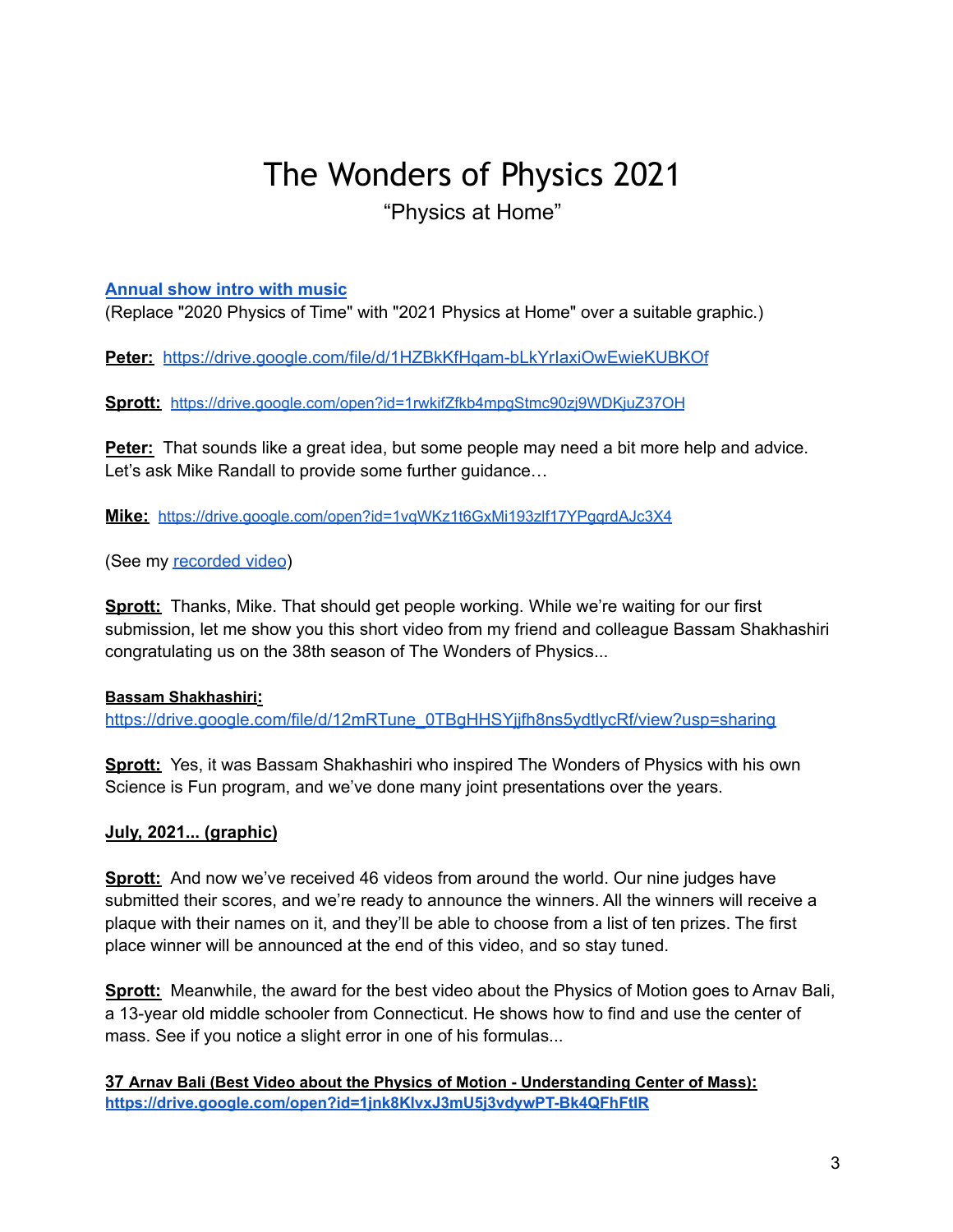# The Wonders of Physics 2021

"Physics at Home"

**Annual show intro with music**

(Replace "2020 Physics of Time" with "2021 Physics at Home" over a suitable graphic.)

**Peter:** https://drive.google.com/file/d/1HZBkKfHqam-bLkYrIaxiOwEwieKUBKOf

**Sprott:** https://drive.google.com/open?id=1rwkifZfkb4mpgStmc90zj9WDKjuZ37OH

**Peter:** That sounds like a great idea, but some people may need a bit more help and advice. Let's ask Mike Randall to provide some further guidance…

**Mike:** https://drive.google.com/open?id=1vqWKz1t6GxMi193zlf17YPgqrdAJc3X4

(See my recorded video)

**Sprott:** Thanks, Mike. That should get people working. While we're waiting for our first submission, let me show you this short video from my friend and colleague Bassam Shakhashiri congratulating us on the 38th season of The Wonders of Physics...

**Bassam Shakhashiri:**
https://drive.google.com/file/d/12mRTune_0TBgHHSYjjfh8ns5ydtlycRf/view?usp=sharing

**Sprott:** Yes, it was Bassam Shakhashiri who inspired The Wonders of Physics with his own Science is Fun program, and we've done many joint presentations over the years.

**July, 2021... (graphic)**

**Sprott:** And now we've received 46 videos from around the world. Our nine judges have submitted their scores, and we're ready to announce the winners. All the winners will receive a plaque with their names on it, and they'll be able to choose from a list of ten prizes. The first place winner will be announced at the end of this video, and so stay tuned.

**Sprott:** Meanwhile, the award for the best video about the Physics of Motion goes to Arnav Bali, a 13-year old middle schooler from Connecticut. He shows how to find and use the center of mass. See if you notice a slight error in one of his formulas...

**37 Arnav Bali (Best Video about the Physics of Motion - Understanding Center of Mass):**
**https://drive.google.com/open?id=1jnk8KIvxJ3mU5j3vdywPT-Bk4QFhFtIR**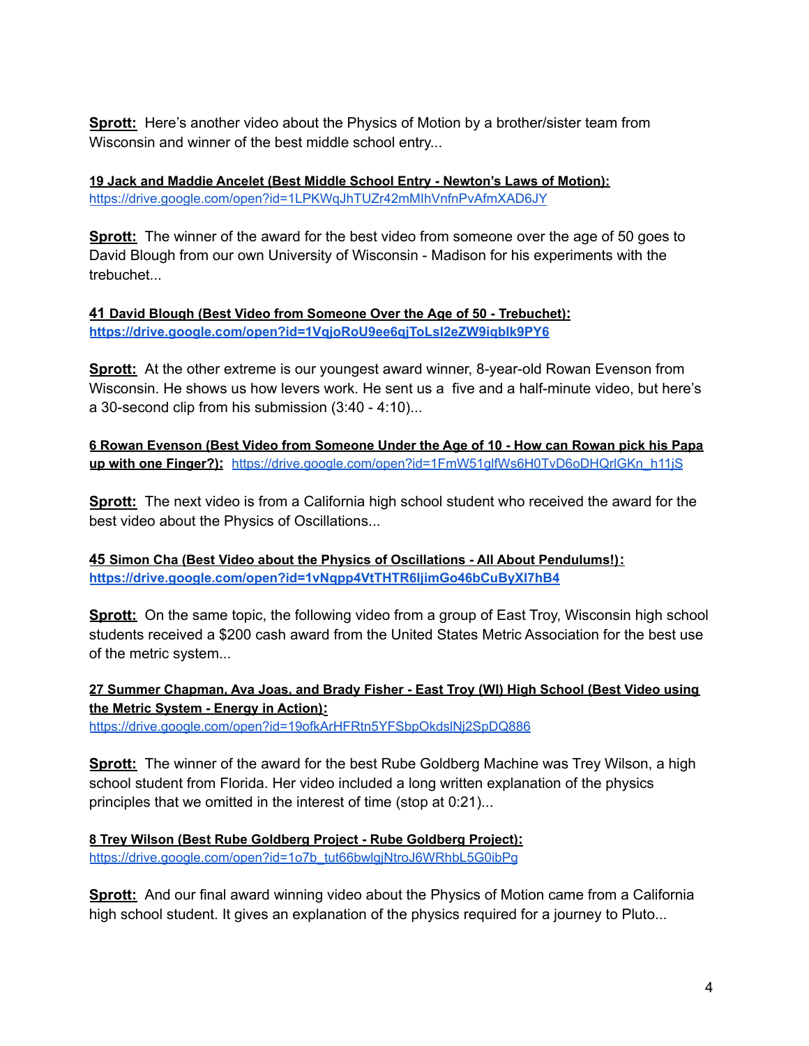**Sprott:** Here's another video about the Physics of Motion by a brother/sister team from Wisconsin and winner of the best middle school entry...

**19 Jack and Maddie Ancelet (Best Middle School Entry - Newton's Laws of Motion):**
https://drive.google.com/open?id=1LPKWqJhTUZr42mMIhVnfnPvAfmXAD6JY

**Sprott:** The winner of the award for the best video from someone over the age of 50 goes to David Blough from our own University of Wisconsin - Madison for his experiments with the trebuchet...

**41 David Blough (Best Video from Someone Over the Age of 50 - Trebuchet):**
**https://drive.google.com/open?id=1VqjoRoU9ee6qjToLsI2eZW9iqblk9PY6**

**Sprott:** At the other extreme is our youngest award winner, 8-year-old Rowan Evenson from Wisconsin. He shows us how levers work. He sent us a five and a half-minute video, but here's a 30-second clip from his submission (3:40 - 4:10)...

**6 Rowan Evenson (Best Video from Someone Under the Age of 10 - How can Rowan pick his Papa up with one Finger?):** https://drive.google.com/open?id=1FmW51glfWs6H0TvD6oDHQrlGKn_h11jS

**Sprott:** The next video is from a California high school student who received the award for the best video about the Physics of Oscillations...

**45 Simon Cha (Best Video about the Physics of Oscillations - All About Pendulums!):**
**https://drive.google.com/open?id=1vNqpp4VtTHTR6ljimGo46bCuByXl7hB4**

**Sprott:** On the same topic, the following video from a group of East Troy, Wisconsin high school students received a $200 cash award from the United States Metric Association for the best use of the metric system...

**27 Summer Chapman, Ava Joas, and Brady Fisher - East Troy (WI) High School (Best Video using the Metric System - Energy in Action):**
https://drive.google.com/open?id=19ofkArHFRtn5YFSbpOkdslNj2SpDQ886

**Sprott:** The winner of the award for the best Rube Goldberg Machine was Trey Wilson, a high school student from Florida. Her video included a long written explanation of the physics principles that we omitted in the interest of time (stop at 0:21)...

**8 Trey Wilson (Best Rube Goldberg Project - Rube Goldberg Project):**
https://drive.google.com/open?id=1o7b_tut66bwlgjNtroJ6WRhbL5G0ibPg

**Sprott:** And our final award winning video about the Physics of Motion came from a California high school student. It gives an explanation of the physics required for a journey to Pluto...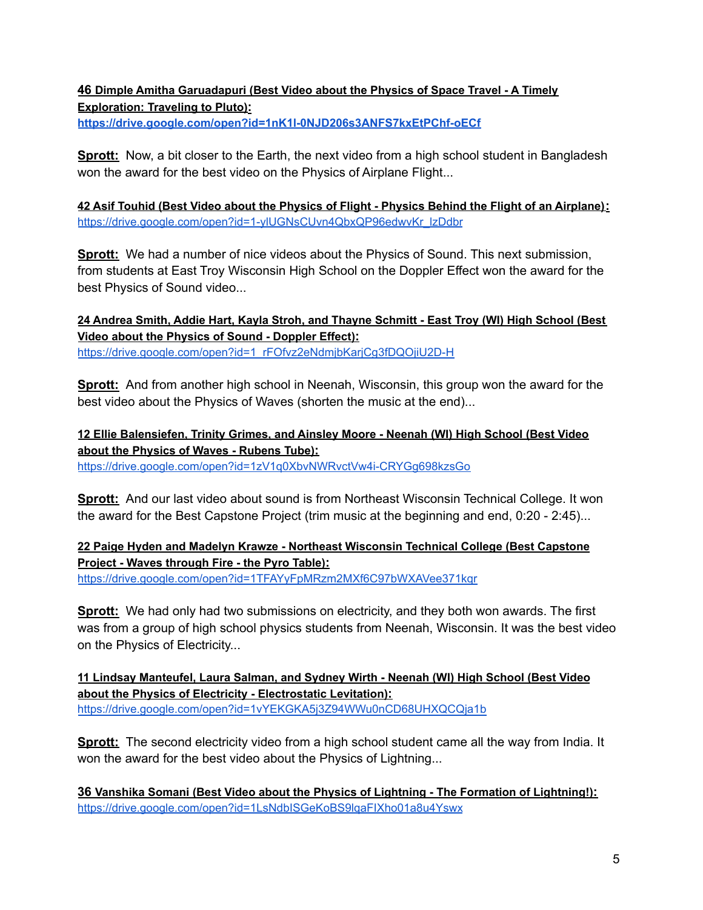**46 Dimple Amitha Garuadapuri (Best Video about the Physics of Space Travel - A Timely Exploration: Traveling to Pluto):**
**https://drive.google.com/open?id=1nK1l-0NJD206s3ANFS7kxEtPChf-oECf**

**Sprott:** Now, a bit closer to the Earth, the next video from a high school student in Bangladesh won the award for the best video on the Physics of Airplane Flight...

**42 Asif Touhid (Best Video about the Physics of Flight - Physics Behind the Flight of an Airplane):**
https://drive.google.com/open?id=1-ylUGNsCUvn4QbxQP96edwvKr_lzDdbr

**Sprott:** We had a number of nice videos about the Physics of Sound. This next submission, from students at East Troy Wisconsin High School on the Doppler Effect won the award for the best Physics of Sound video...

**24 Andrea Smith, Addie Hart, Kayla Stroh, and Thayne Schmitt - East Troy (WI) High School (Best Video about the Physics of Sound - Doppler Effect):**
https://drive.google.com/open?id=1_rFOfvz2eNdmjbKarjCg3fDQOjiU2D-H

**Sprott:** And from another high school in Neenah, Wisconsin, this group won the award for the best video about the Physics of Waves (shorten the music at the end)...

**12 Ellie Balensiefen, Trinity Grimes, and Ainsley Moore - Neenah (WI) High School (Best Video about the Physics of Waves - Rubens Tube):**
https://drive.google.com/open?id=1zV1q0XbvNWRvctVw4i-CRYGg698kzsGo

**Sprott:** And our last video about sound is from Northeast Wisconsin Technical College. It won the award for the Best Capstone Project (trim music at the beginning and end, 0:20 - 2:45)...

**22 Paige Hyden and Madelyn Krawze - Northeast Wisconsin Technical College (Best Capstone Project - Waves through Fire - the Pyro Table):**
https://drive.google.com/open?id=1TFAYyFpMRzm2MXf6C97bWXAVee371kqr

**Sprott:** We had only had two submissions on electricity, and they both won awards. The first was from a group of high school physics students from Neenah, Wisconsin. It was the best video on the Physics of Electricity...

**11 Lindsay Manteufel, Laura Salman, and Sydney Wirth - Neenah (WI) High School (Best Video about the Physics of Electricity - Electrostatic Levitation):**
https://drive.google.com/open?id=1vYEKGKA5j3Z94WWu0nCD68UHXQCQja1b

**Sprott:** The second electricity video from a high school student came all the way from India. It won the award for the best video about the Physics of Lightning...

**36 Vanshika Somani (Best Video about the Physics of Lightning - The Formation of Lightning!):**
https://drive.google.com/open?id=1LsNdbISGeKoBS9lqaFIXho01a8u4Yswx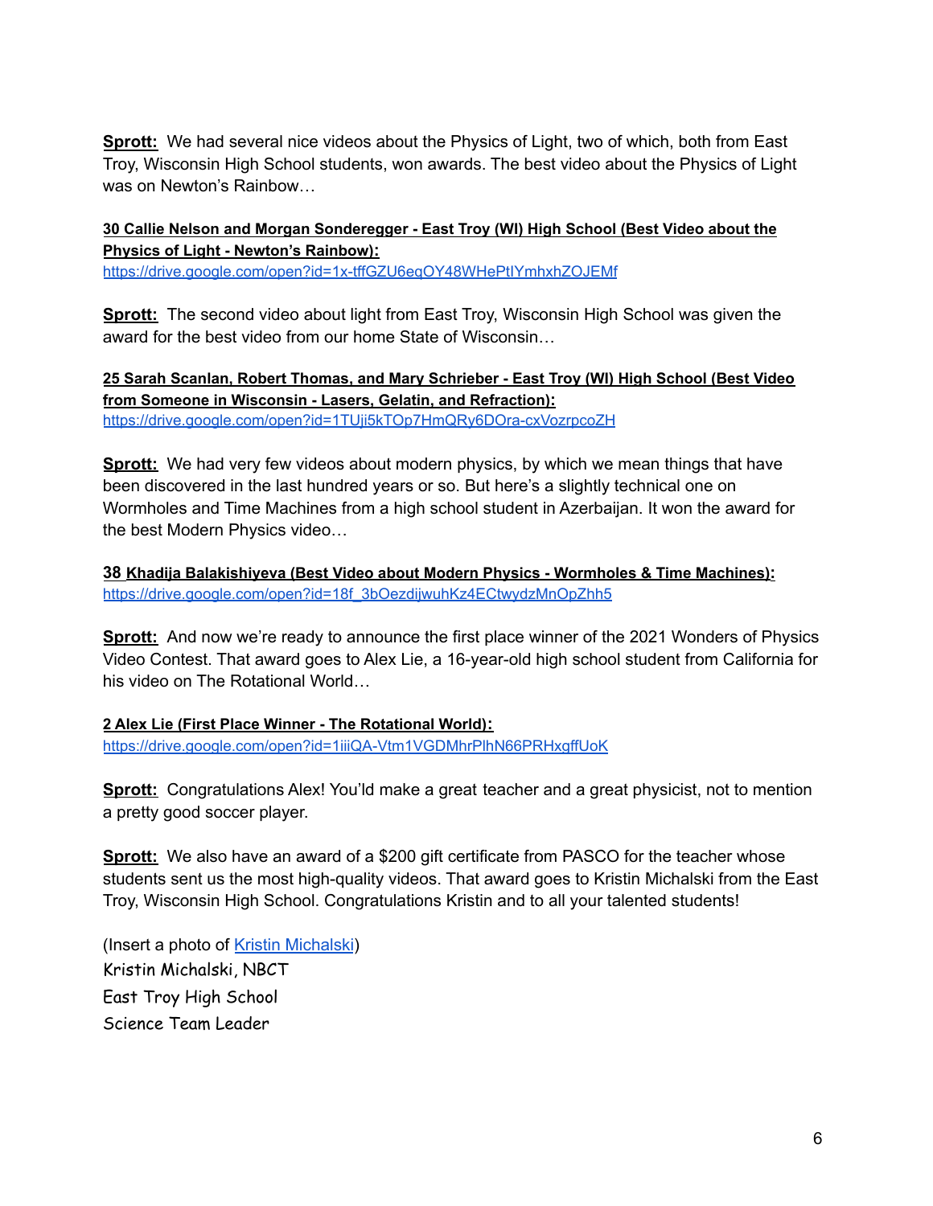**Sprott:** We had several nice videos about the Physics of Light, two of which, both from East Troy, Wisconsin High School students, won awards. The best video about the Physics of Light was on Newton's Rainbow…

**30 Callie Nelson and Morgan Sonderegger - East Troy (WI) High School (Best Video about the Physics of Light - Newton's Rainbow):**
https://drive.google.com/open?id=1x-tffGZU6eqOY48WHePtIYmhxhZOJEMf

**Sprott:** The second video about light from East Troy, Wisconsin High School was given the award for the best video from our home State of Wisconsin…

**25 Sarah Scanlan, Robert Thomas, and Mary Schrieber - East Troy (WI) High School (Best Video from Someone in Wisconsin - Lasers, Gelatin, and Refraction):**
https://drive.google.com/open?id=1TUji5kTOp7HmQRy6DOra-cxVozrpcoZH

**Sprott:** We had very few videos about modern physics, by which we mean things that have been discovered in the last hundred years or so. But here's a slightly technical one on Wormholes and Time Machines from a high school student in Azerbaijan. It won the award for the best Modern Physics video…

**38 Khadija Balakishiyeva (Best Video about Modern Physics - Wormholes & Time Machines):**
https://drive.google.com/open?id=18f_3bOezdijwuhKz4ECtwydzMnOpZhh5

**Sprott:** And now we're ready to announce the first place winner of the 2021 Wonders of Physics Video Contest. That award goes to Alex Lie, a 16-year-old high school student from California for his video on The Rotational World…

**2 Alex Lie (First Place Winner - The Rotational World):**
https://drive.google.com/open?id=1iiiQA-Vtm1VGDMhrPlhN66PRHxgffUoK

**Sprott:** Congratulations Alex! You'd make a great teacher and a great physicist, not to mention a pretty good soccer player.

**Sprott:** We also have an award of a $200 gift certificate from PASCO for the teacher whose students sent us the most high-quality videos. That award goes to Kristin Michalski from the East Troy, Wisconsin High School. Congratulations Kristin and to all your talented students!

(Insert a photo of Kristin Michalski)
Kristin Michalski, NBCT
East Troy High School
Science Team Leader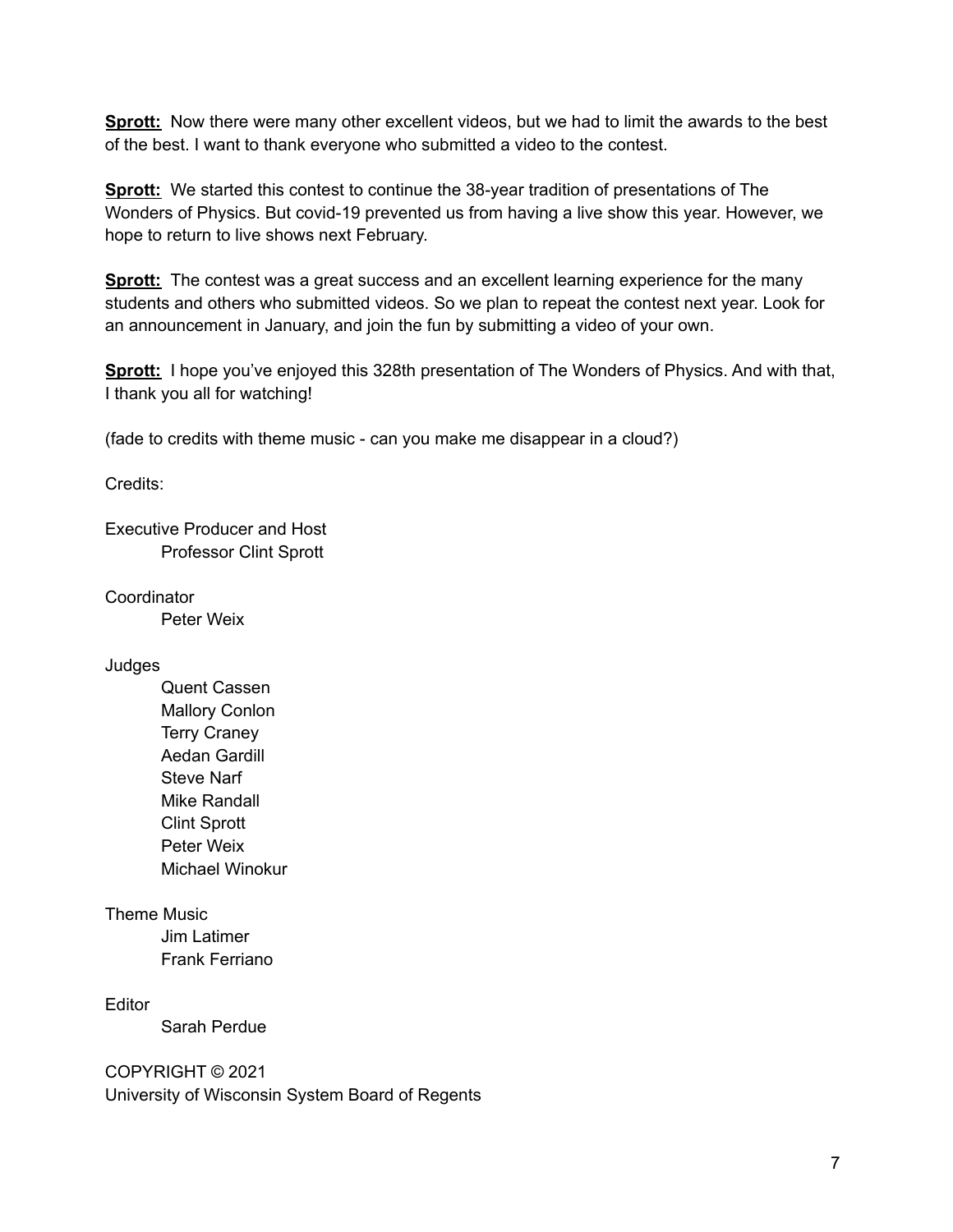**Sprott:** Now there were many other excellent videos, but we had to limit the awards to the best of the best. I want to thank everyone who submitted a video to the contest.

**Sprott:** We started this contest to continue the 38-year tradition of presentations of The Wonders of Physics. But covid-19 prevented us from having a live show this year. However, we hope to return to live shows next February.

**Sprott:** The contest was a great success and an excellent learning experience for the many students and others who submitted videos. So we plan to repeat the contest next year. Look for an announcement in January, and join the fun by submitting a video of your own.

**Sprott:** I hope you've enjoyed this 328th presentation of The Wonders of Physics. And with that, I thank you all for watching!

(fade to credits with theme music - can you make me disappear in a cloud?)

Credits:

Executive Producer and Host
　　Professor Clint Sprott

Coordinator
　　Peter Weix

Judges
　　Quent Cassen
　　Mallory Conlon
　　Terry Craney
　　Aedan Gardill
　　Steve Narf
　　Mike Randall
　　Clint Sprott
　　Peter Weix
　　Michael Winokur

Theme Music
　　Jim Latimer
　　Frank Ferriano

Editor
　　Sarah Perdue

COPYRIGHT © 2021
University of Wisconsin System Board of Regents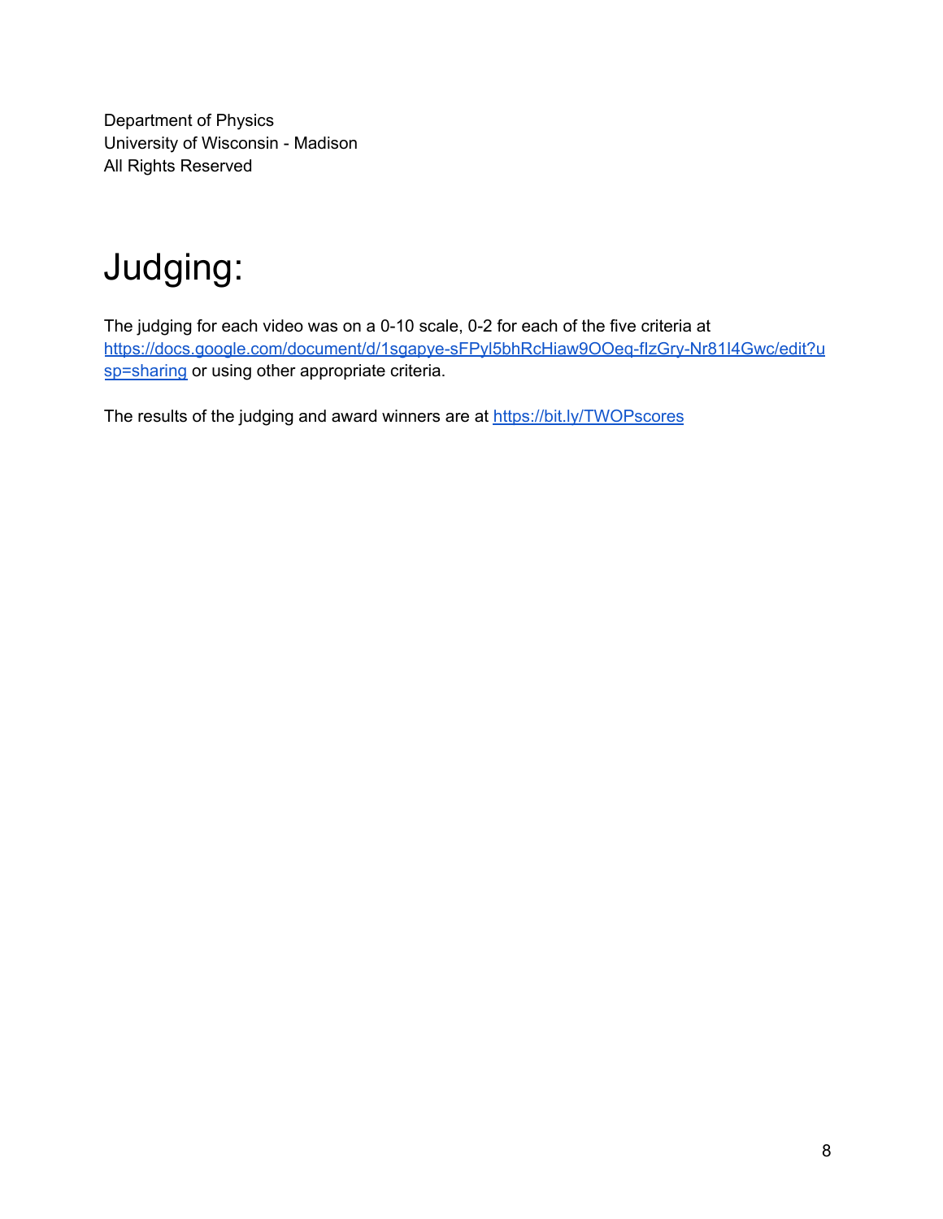Department of Physics
University of Wisconsin - Madison
All Rights Reserved

# Judging:

The judging for each video was on a 0-10 scale, 0-2 for each of the five criteria at https://docs.google.com/document/d/1sgapye-sFPyl5bhRcHiaw9OOeq-flzGry-Nr81l4Gwc/edit?usp=sharing or using other appropriate criteria.

The results of the judging and award winners are at https://bit.ly/TWOPscores